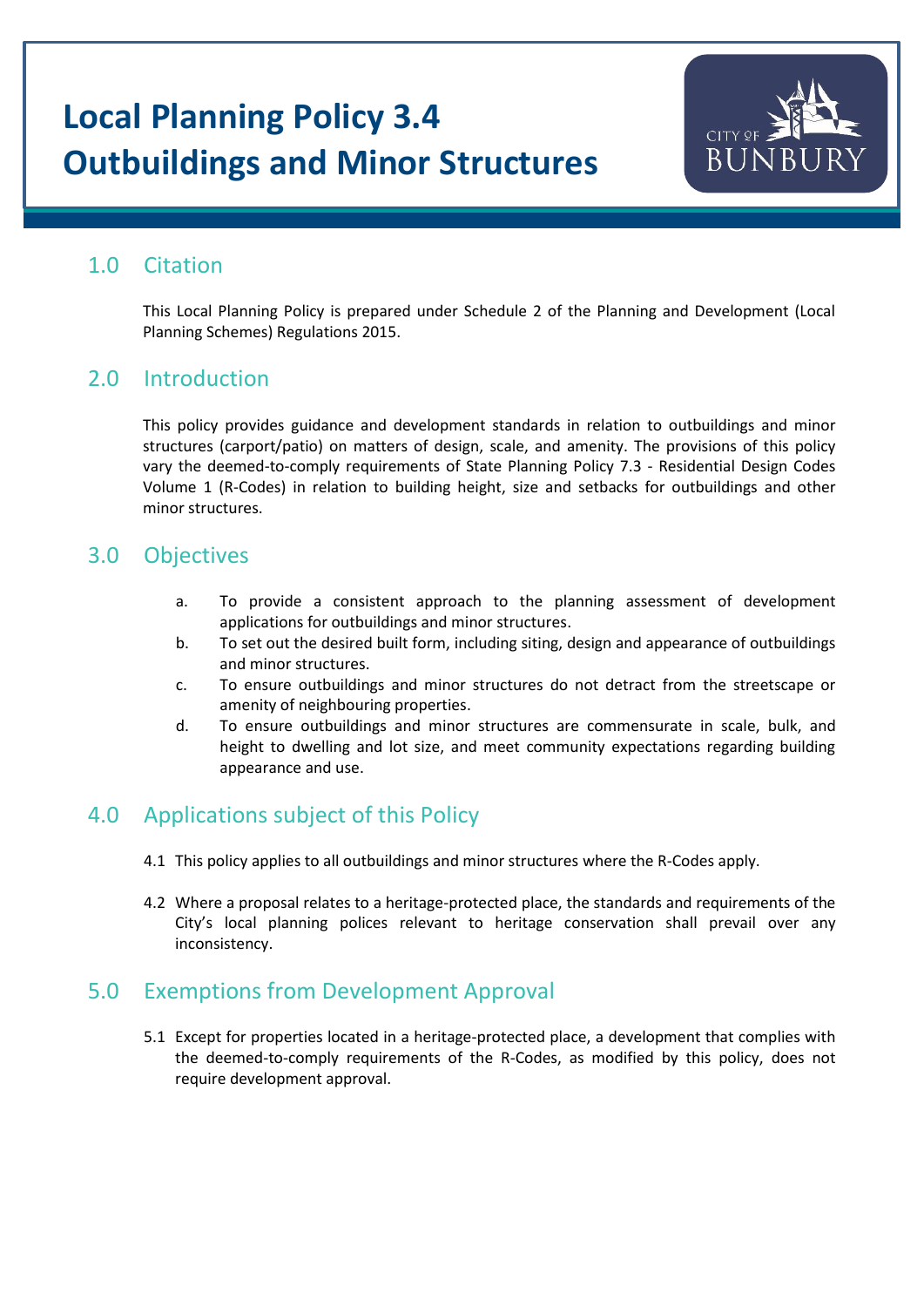# Local Planning Policy 3.4
# Outbuildings and Minor Structures

## 1.0 Citation

This Local Planning Policy is prepared under Schedule 2 of the Planning and Development (Local Planning Schemes) Regulations 2015.

## 2.0 Introduction

This policy provides guidance and development standards in relation to outbuildings and minor structures (carport/patio) on matters of design, scale, and amenity. The provisions of this policy vary the deemed-to-comply requirements of State Planning Policy 7.3 - Residential Design Codes Volume 1 (R-Codes) in relation to building height, size and setbacks for outbuildings and other minor structures.

## 3.0 Objectives

a. To provide a consistent approach to the planning assessment of development applications for outbuildings and minor structures.

b. To set out the desired built form, including siting, design and appearance of outbuildings and minor structures.

c. To ensure outbuildings and minor structures do not detract from the streetscape or amenity of neighbouring properties.

d. To ensure outbuildings and minor structures are commensurate in scale, bulk, and height to dwelling and lot size, and meet community expectations regarding building appearance and use.

## 4.0 Applications subject of this Policy

4.1 This policy applies to all outbuildings and minor structures where the R-Codes apply.

4.2 Where a proposal relates to a heritage-protected place, the standards and requirements of the City's local planning polices relevant to heritage conservation shall prevail over any inconsistency.

## 5.0 Exemptions from Development Approval

5.1 Except for properties located in a heritage-protected place, a development that complies with the deemed-to-comply requirements of the R-Codes, as modified by this policy, does not require development approval.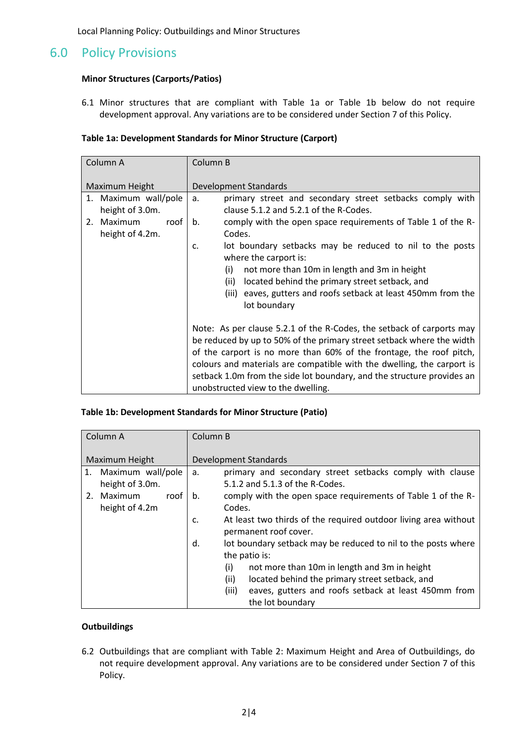## 6.0 Policy Provisions

**Minor Structures (Carports/Patios)**

6.1 Minor structures that are compliant with Table 1a or Table 1b below do not require development approval. Any variations are to be considered under Section 7 of this Policy.

**Table 1a: Development Standards for Minor Structure (Carport)**

| Column A<br><br>Maximum Height | Column B<br><br>Development Standards |
|---|---|
| 1. Maximum wall/pole height of 3.0m.<br>2. Maximum roof height of 4.2m. | a. primary street and secondary street setbacks comply with clause 5.1.2 and 5.2.1 of the R-Codes.<br>b. comply with the open space requirements of Table 1 of the R-Codes.<br>c. lot boundary setbacks may be reduced to nil to the posts where the carport is:<br>(i) not more than 10m in length and 3m in height<br>(ii) located behind the primary street setback, and<br>(iii) eaves, gutters and roofs setback at least 450mm from the lot boundary<br><br>Note: As per clause 5.2.1 of the R-Codes, the setback of carports may be reduced by up to 50% of the primary street setback where the width of the carport is no more than 60% of the frontage, the roof pitch, colours and materials are compatible with the dwelling, the carport is setback 1.0m from the side lot boundary, and the structure provides an unobstructed view to the dwelling. |

**Table 1b: Development Standards for Minor Structure (Patio)**

| Column A<br><br>Maximum Height | Column B<br><br>Development Standards |
|---|---|
| 1. Maximum wall/pole height of 3.0m.<br>2. Maximum roof height of 4.2m | a. primary and secondary street setbacks comply with clause 5.1.2 and 5.1.3 of the R-Codes.<br>b. comply with the open space requirements of Table 1 of the R-Codes.<br>c. At least two thirds of the required outdoor living area without permanent roof cover.<br>d. lot boundary setback may be reduced to nil to the posts where the patio is:<br>(i) not more than 10m in length and 3m in height<br>(ii) located behind the primary street setback, and<br>(iii) eaves, gutters and roofs setback at least 450mm from the lot boundary |

**Outbuildings**

6.2 Outbuildings that are compliant with Table 2: Maximum Height and Area of Outbuildings, do not require development approval. Any variations are to be considered under Section 7 of this Policy.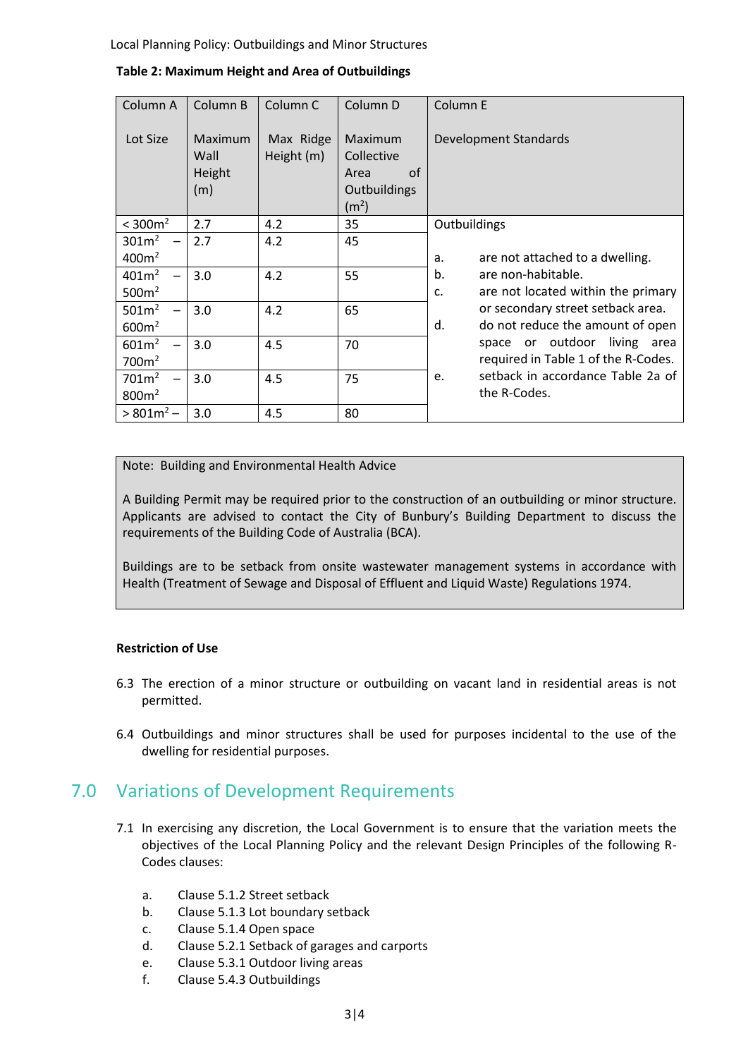**Table 2: Maximum Height and Area of Outbuildings**

| Column A<br><br>Lot Size | Column B<br><br>Maximum Wall Height (m) | Column C<br><br>Max Ridge Height (m) | Column D<br><br>Maximum Collective Area of Outbuildings ($m^2$) | Column E<br><br>Development Standards |
|---|---|---|---|---|
| < 300$m^2$ | 2.7 | 4.2 | 35 | Outbuildings<br><br>a. are not attached to a dwelling.<br>b. are non-habitable.<br>c. are not located within the primary or secondary street setback area.<br>d. do not reduce the amount of open space or outdoor living area required in Table 1 of the R-Codes.<br>e. setback in accordance Table 2a of the R-Codes. |
| 301$m^2$ – 400$m^2$ | 2.7 | 4.2 | 45 | |
| 401$m^2$ – 500$m^2$ | 3.0 | 4.2 | 55 | |
| 501$m^2$ – 600$m^2$ | 3.0 | 4.2 | 65 | |
| 601$m^2$ – 700$m^2$ | 3.0 | 4.5 | 70 | |
| 701$m^2$ – 800$m^2$ | 3.0 | 4.5 | 75 | |
| > 801$m^2$ – | 3.0 | 4.5 | 80 | |

> Note: Building and Environmental Health Advice
>
> A Building Permit may be required prior to the construction of an outbuilding or minor structure. Applicants are advised to contact the City of Bunbury's Building Department to discuss the requirements of the Building Code of Australia (BCA).
>
> Buildings are to be setback from onsite wastewater management systems in accordance with Health (Treatment of Sewage and Disposal of Effluent and Liquid Waste) Regulations 1974.

**Restriction of Use**

6.3 The erection of a minor structure or outbuilding on vacant land in residential areas is not permitted.

6.4 Outbuildings and minor structures shall be used for purposes incidental to the use of the dwelling for residential purposes.

## 7.0 Variations of Development Requirements

7.1 In exercising any discretion, the Local Government is to ensure that the variation meets the objectives of the Local Planning Policy and the relevant Design Principles of the following R-Codes clauses:

a. Clause 5.1.2 Street setback
b. Clause 5.1.3 Lot boundary setback
c. Clause 5.1.4 Open space
d. Clause 5.2.1 Setback of garages and carports
e. Clause 5.3.1 Outdoor living areas
f. Clause 5.4.3 Outbuildings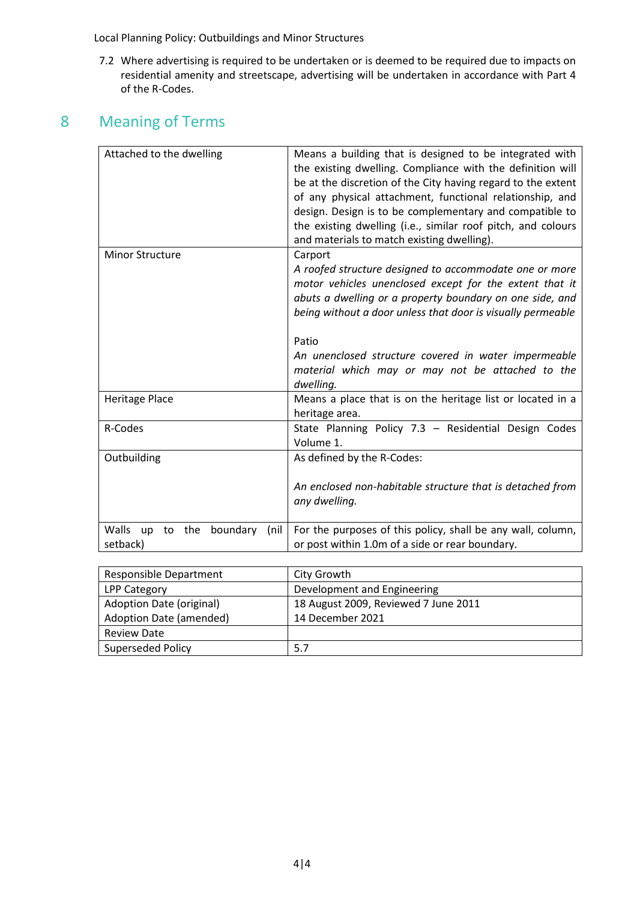7.2 Where advertising is required to be undertaken or is deemed to be required due to impacts on residential amenity and streetscape, advertising will be undertaken in accordance with Part 4 of the R-Codes.

# 8 Meaning of Terms

| | |
|---|---|
| Attached to the dwelling | Means a building that is designed to be integrated with the existing dwelling. Compliance with the definition will be at the discretion of the City having regard to the extent of any physical attachment, functional relationship, and design. Design is to be complementary and compatible to the existing dwelling (i.e., similar roof pitch, and colours and materials to match existing dwelling). |
| Minor Structure | Carport<br>*A roofed structure designed to accommodate one or more motor vehicles unenclosed except for the extent that it abuts a dwelling or a property boundary on one side, and being without a door unless that door is visually permeable*<br><br>Patio<br>*An unenclosed structure covered in water impermeable material which may or may not be attached to the dwelling.* |
| Heritage Place | Means a place that is on the heritage list or located in a heritage area. |
| R-Codes | State Planning Policy 7.3 – Residential Design Codes Volume 1. |
| Outbuilding | As defined by the R-Codes:<br><br>*An enclosed non-habitable structure that is detached from any dwelling.* |
| Walls up to the boundary (nil setback) | For the purposes of this policy, shall be any wall, column, or post within 1.0m of a side or rear boundary. |

| | |
|---|---|
| Responsible Department | City Growth |
| LPP Category | Development and Engineering |
| Adoption Date (original)<br>Adoption Date (amended) | 18 August 2009, Reviewed 7 June 2011<br>14 December 2021 |
| Review Date | |
| Superseded Policy | 5.7 |